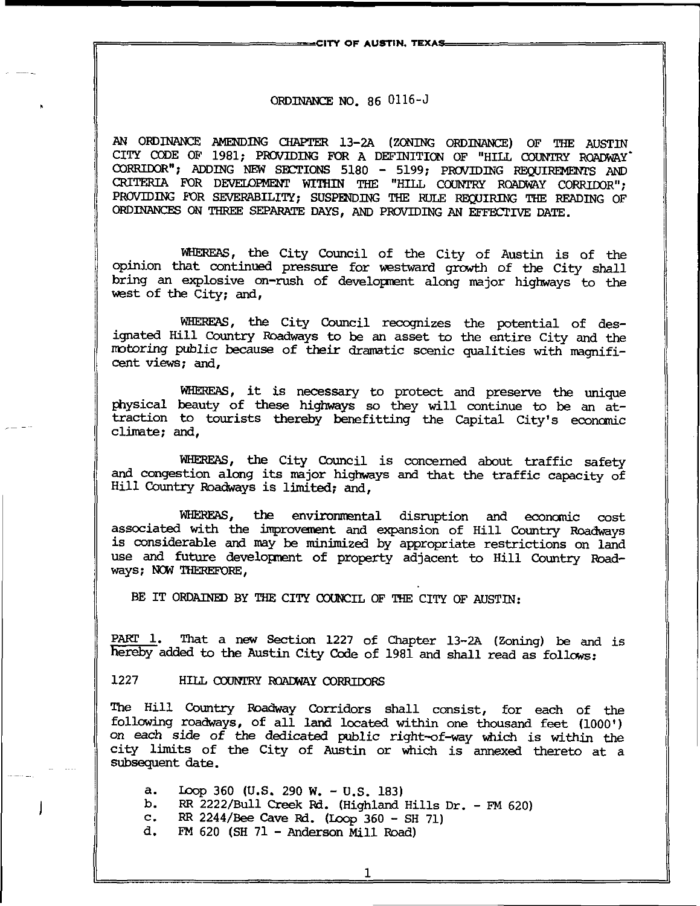CITY OF AUSTIN, TEXAS

ORDINANCE NO. 86 0116-J

AN ORDINANCE AMENDING CHAPTER 13-2A (ZONING ORDINANCE) OF THE AUSTIN CITY CODE OF 1981; PROVIDING FOR A DEFINITION OF "HILL COUNTRY ROADWAY CORRIDOR"; ADDING NEW SECTIONS 5180 - 5199; PROVIDING REQUIREMENTS AND CRITERIA FOR DEVELOPMENT WITHIN THE "HILL COUNTRY ROADWAY CORRIDOR"; PROVIDING FOR SEVERABILITY; SUSPENDING THE RULE REQUIRING THE READING OF ORDINANCES ON THREE SEPARATE DAYS, AND PROVIDING AN EFFECTIVE DATE.

WHEREAS, the City Council of the City of Austin is of the opinion that continued pressure for westward growth of the City shall bring an explosive on-rush of development along major highways to the west of the City; and,

WHEREAS, the City Council recognizes the potential of designated Hill Country Roadways to be an asset to the entire City and the motoring public because of their dramatic scenic qualities with magnificent views; and,

WHEREAS, it is necessary to protect and preserve the unique physical beauty of these highways so they will continue to be an attraction to tourists thereby benefitting the Capital City's economic climate; and,

WHEREAS, the City Council is concerned about traffic safety and congestion along its major highways and that the traffic capacity of Hill Country Roadways is limited; and,

WHEREAS, the environmental disruption and economic cost associated with the improvement and expansion of Hill Country Roadways is considerable and may be minimized by appropriate restrictions on land use and future development of property adjacent to Hill Country Roadways; NOW THEREFORE,

BE IT ORDAINED BY THE CITY COUNCIL OF THE CITY OF AUSTIN:

PART 1. That a new Section 1227 of Chapter 13-2A (Zoning) be and is hereby added to the Austin City Code of 1981 and shall read as follows:

1227 HILL COUNTRY ROADWAY CORRIDORS

The Hill Country Roadway Corridors shall consist, for each of the following roadways, of all land located within one thousand feet (1000') on each side of the dedicated public right-of-way which is within the city limits of the City of Austin or which is annexed thereto at a subsequent date.

a. Loop 360 (U.S. 290 W. - U.S. 183)
b. RR 2222/Bull Creek Rd. (Highland Hills Dr. - FM 620)
c. RR 2244/Bee Cave Rd. (Loop 360 - SH 71)
d. FM 620 (SH 71 - Anderson Mill Road)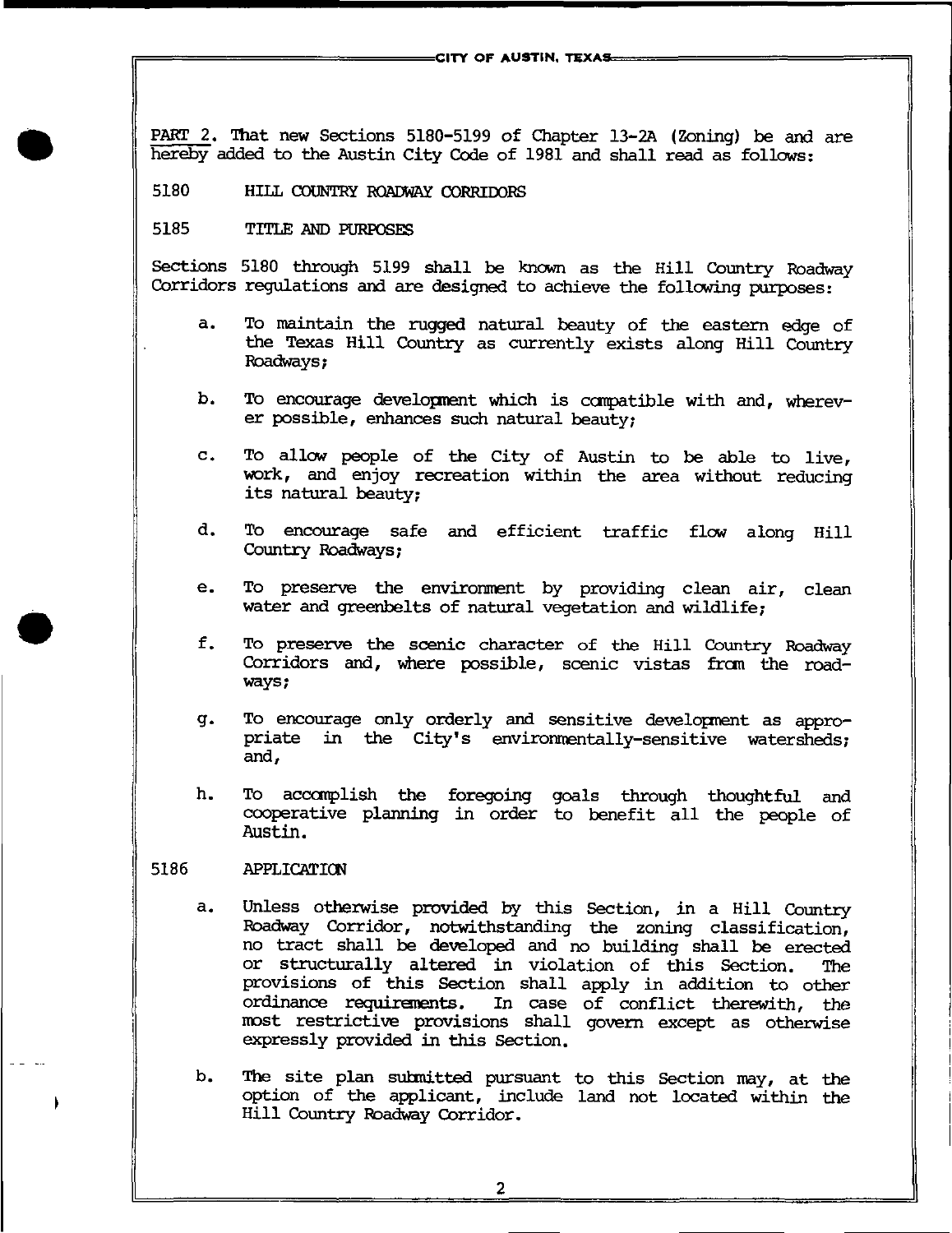PART 2. That new Sections 5180-5199 of Chapter 13-2A (Zoning) be and are hereby added to the Austin City Code of 1981 and shall read as follows:

5180 HILL COUNTRY ROADWAY CORRIDORS

5185 TITLE AND PURPOSES

Sections 5180 through 5199 shall be known as the Hill Country Roadway Corridors regulations and are designed to achieve the following purposes:

a. To maintain the rugged natural beauty of the eastern edge of the Texas Hill Country as currently exists along Hill Country Roadways;

b. To encourage development which is compatible with and, wherever possible, enhances such natural beauty;

c. To allow people of the City of Austin to be able to live, work, and enjoy recreation within the area without reducing its natural beauty;

d. To encourage safe and efficient traffic flow along Hill Country Roadways;

e. To preserve the environment by providing clean air, clean water and greenbelts of natural vegetation and wildlife;

f. To preserve the scenic character of the Hill Country Roadway Corridors and, where possible, scenic vistas from the roadways;

g. To encourage only orderly and sensitive development as appropriate in the City's environmentally-sensitive watersheds; and,

h. To accomplish the foregoing goals through thoughtful and cooperative planning in order to benefit all the people of Austin.

5186 APPLICATION

a. Unless otherwise provided by this Section, in a Hill Country Roadway Corridor, notwithstanding the zoning classification, no tract shall be developed and no building shall be erected or structurally altered in violation of this Section. The provisions of this Section shall apply in addition to other ordinance requirements. In case of conflict therewith, the most restrictive provisions shall govern except as otherwise expressly provided in this Section.

b. The site plan submitted pursuant to this Section may, at the option of the applicant, include land not located within the Hill Country Roadway Corridor.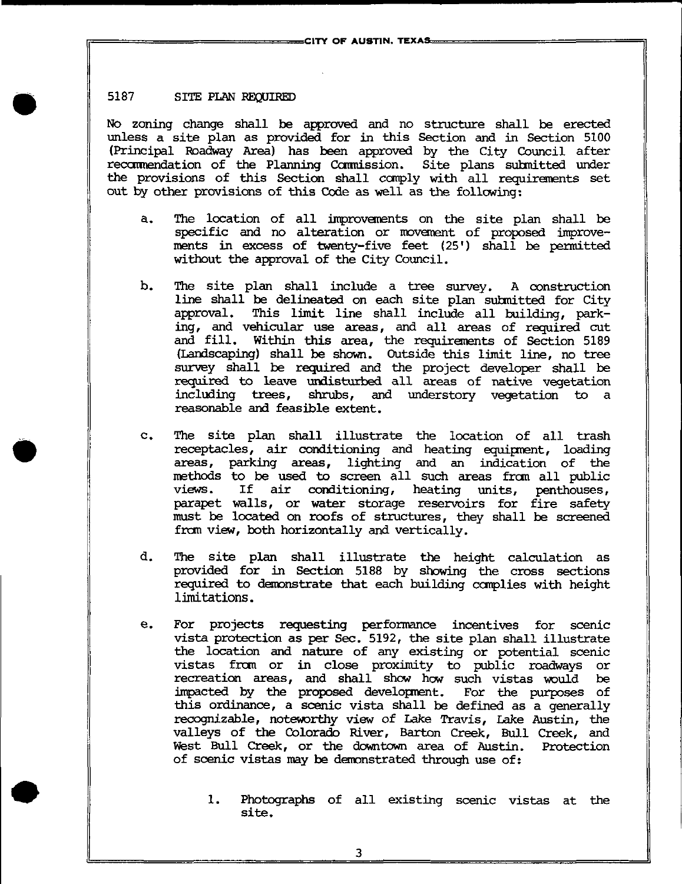## 5187 SITE PLAN REQUIRED

No zoning change shall be approved and no structure shall be erected unless a site plan as provided for in this Section and in Section 5100 (Principal Roadway Area) has been approved by the City Council after recommendation of the Planning Commission. Site plans submitted under the provisions of this Section shall comply with all requirements set out by other provisions of this Code as well as the following:

a. The location of all improvements on the site plan shall be specific and no alteration or movement of proposed improvements in excess of twenty-five feet (25') shall be permitted without the approval of the City Council.

b. The site plan shall include a tree survey. A construction line shall be delineated on each site plan submitted for City approval. This limit line shall include all building, parking, and vehicular use areas, and all areas of required cut and fill. Within this area, the requirements of Section 5189 (Landscaping) shall be shown. Outside this limit line, no tree survey shall be required and the project developer shall be required to leave undisturbed all areas of native vegetation including trees, shrubs, and understory vegetation to a reasonable and feasible extent.

c. The site plan shall illustrate the location of all trash receptacles, air conditioning and heating equipment, loading areas, parking areas, lighting and an indication of the methods to be used to screen all such areas from all public views. If air conditioning, heating units, penthouses, parapet walls, or water storage reservoirs for fire safety must be located on roofs of structures, they shall be screened from view, both horizontally and vertically.

d. The site plan shall illustrate the height calculation as provided for in Section 5188 by showing the cross sections required to demonstrate that each building complies with height limitations.

e. For projects requesting performance incentives for scenic vista protection as per Sec. 5192, the site plan shall illustrate the location and nature of any existing or potential scenic vistas from or in close proximity to public roadways or recreation areas, and shall show how such vistas would be impacted by the proposed development. For the purposes of this ordinance, a scenic vista shall be defined as a generally recognizable, noteworthy view of Lake Travis, Lake Austin, the valleys of the Colorado River, Barton Creek, Bull Creek, and West Bull Creek, or the downtown area of Austin. Protection of scenic vistas may be demonstrated through use of:

   1. Photographs of all existing scenic vistas at the site.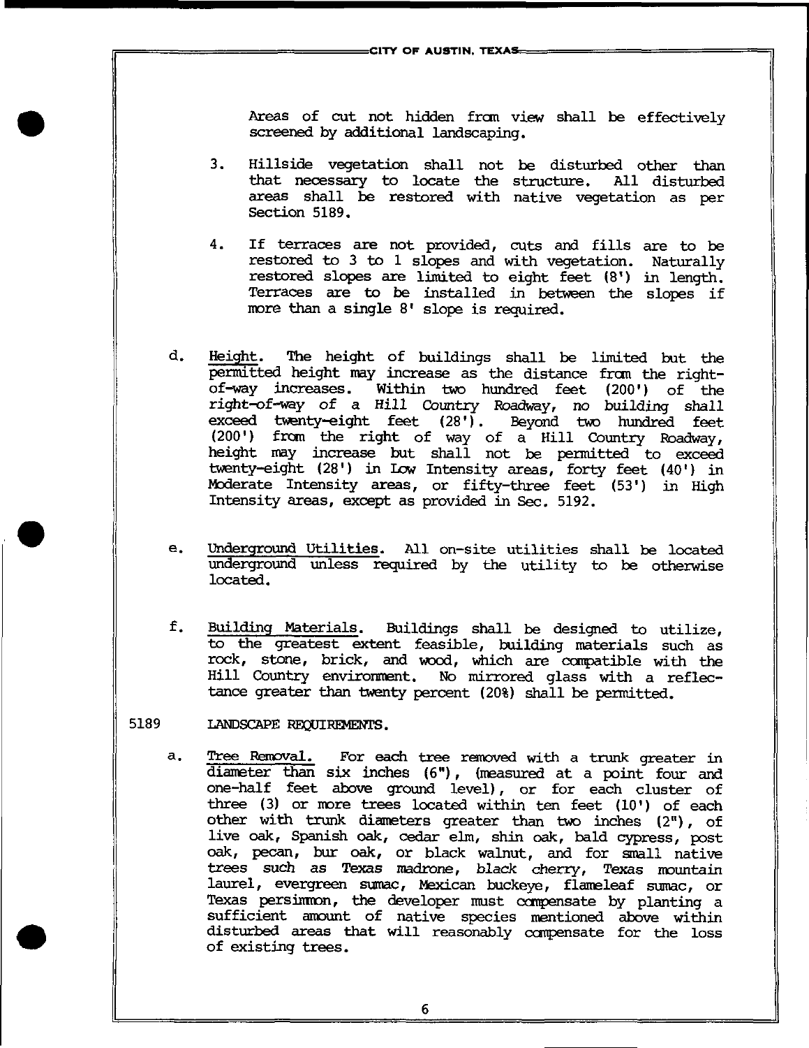Areas of cut not hidden from view shall be effectively screened by additional landscaping.

3. Hillside vegetation shall not be disturbed other than that necessary to locate the structure. All disturbed areas shall be restored with native vegetation as per Section 5189.

4. If terraces are not provided, cuts and fills are to be restored to 3 to 1 slopes and with vegetation. Naturally restored slopes are limited to eight feet (8') in length. Terraces are to be installed in between the slopes if more than a single 8' slope is required.

d. Height. The height of buildings shall be limited but the permitted height may increase as the distance from the right-of-way increases. Within two hundred feet (200') of the right-of-way of a Hill Country Roadway, no building shall exceed twenty-eight feet (28'). Beyond two hundred feet (200') from the right of way of a Hill Country Roadway, height may increase but shall not be permitted to exceed twenty-eight (28') in Low Intensity areas, forty feet (40') in Moderate Intensity areas, or fifty-three feet (53') in High Intensity areas, except as provided in Sec. 5192.

e. Underground Utilities. All on-site utilities shall be located underground unless required by the utility to be otherwise located.

f. Building Materials. Buildings shall be designed to utilize, to the greatest extent feasible, building materials such as rock, stone, brick, and wood, which are compatible with the Hill Country environment. No mirrored glass with a reflectance greater than twenty percent (20%) shall be permitted.

5189 LANDSCAPE REQUIREMENTS.

a. Tree Removal. For each tree removed with a trunk greater in diameter than six inches (6"), (measured at a point four and one-half feet above ground level), or for each cluster of three (3) or more trees located within ten feet (10') of each other with trunk diameters greater than two inches (2"), of live oak, Spanish oak, cedar elm, shin oak, bald cypress, post oak, pecan, bur oak, or black walnut, and for small native trees such as Texas madrone, black cherry, Texas mountain laurel, evergreen sumac, Mexican buckeye, flameleaf sumac, or Texas persimmon, the developer must compensate by planting a sufficient amount of native species mentioned above within disturbed areas that will reasonably compensate for the loss of existing trees.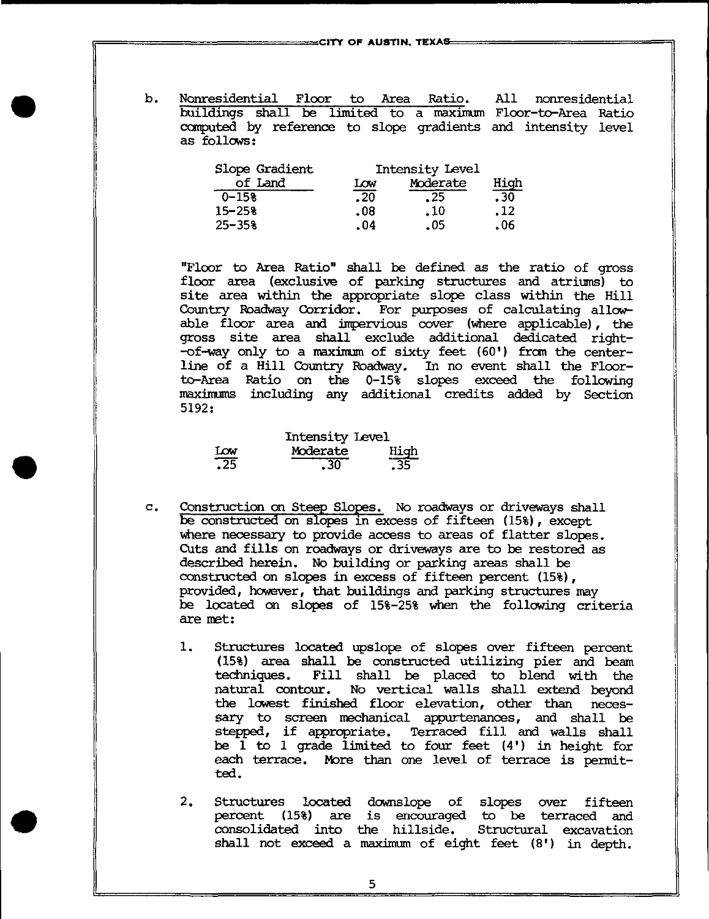b. Nonresidential Floor to Area Ratio. All nonresidential buildings shall be limited to a maximum Floor-to-Area Ratio computed by reference to slope gradients and intensity level as follows:

| Slope Gradient of Land | Intensity Level Low | Moderate | High |
|---|---|---|---|
| 0-15% | .20 | .25 | .30 |
| 15-25% | .08 | .10 | .12 |
| 25-35% | .04 | .05 | .06 |

"Floor to Area Ratio" shall be defined as the ratio of gross floor area (exclusive of parking structures and atriums) to site area within the appropriate slope class within the Hill Country Roadway Corridor. For purposes of calculating allowable floor area and impervious cover (where applicable), the gross site area shall exclude additional dedicated right--of-way only to a maximum of sixty feet (60') from the centerline of a Hill Country Roadway. In no event shall the Floor-to-Area Ratio on the 0-15% slopes exceed the following maximums including any additional credits added by Section 5192:

| Intensity Level Low | Moderate | High |
|---|---|---|
| .25 | .30 | .35 |

c. Construction on Steep Slopes. No roadways or driveways shall be constructed on slopes in excess of fifteen (15%), except where necessary to provide access to areas of flatter slopes. Cuts and fills on roadways or driveways are to be restored as described herein. No building or parking areas shall be constructed on slopes in excess of fifteen percent (15%), provided, however, that buildings and parking structures may be located on slopes of 15%-25% when the following criteria are met:

1. Structures located upslope of slopes over fifteen percent (15%) area shall be constructed utilizing pier and beam techniques. Fill shall be placed to blend with the natural contour. No vertical walls shall extend beyond the lowest finished floor elevation, other than necessary to screen mechanical appurtenances, and shall be stepped, if appropriate. Terraced fill and walls shall be 1 to 1 grade limited to four feet (4') in height for each terrace. More than one level of terrace is permitted.

2. Structures located downslope of slopes over fifteen percent (15%) are is encouraged to be terraced and consolidated into the hillside. Structural excavation shall not exceed a maximum of eight feet (8') in depth.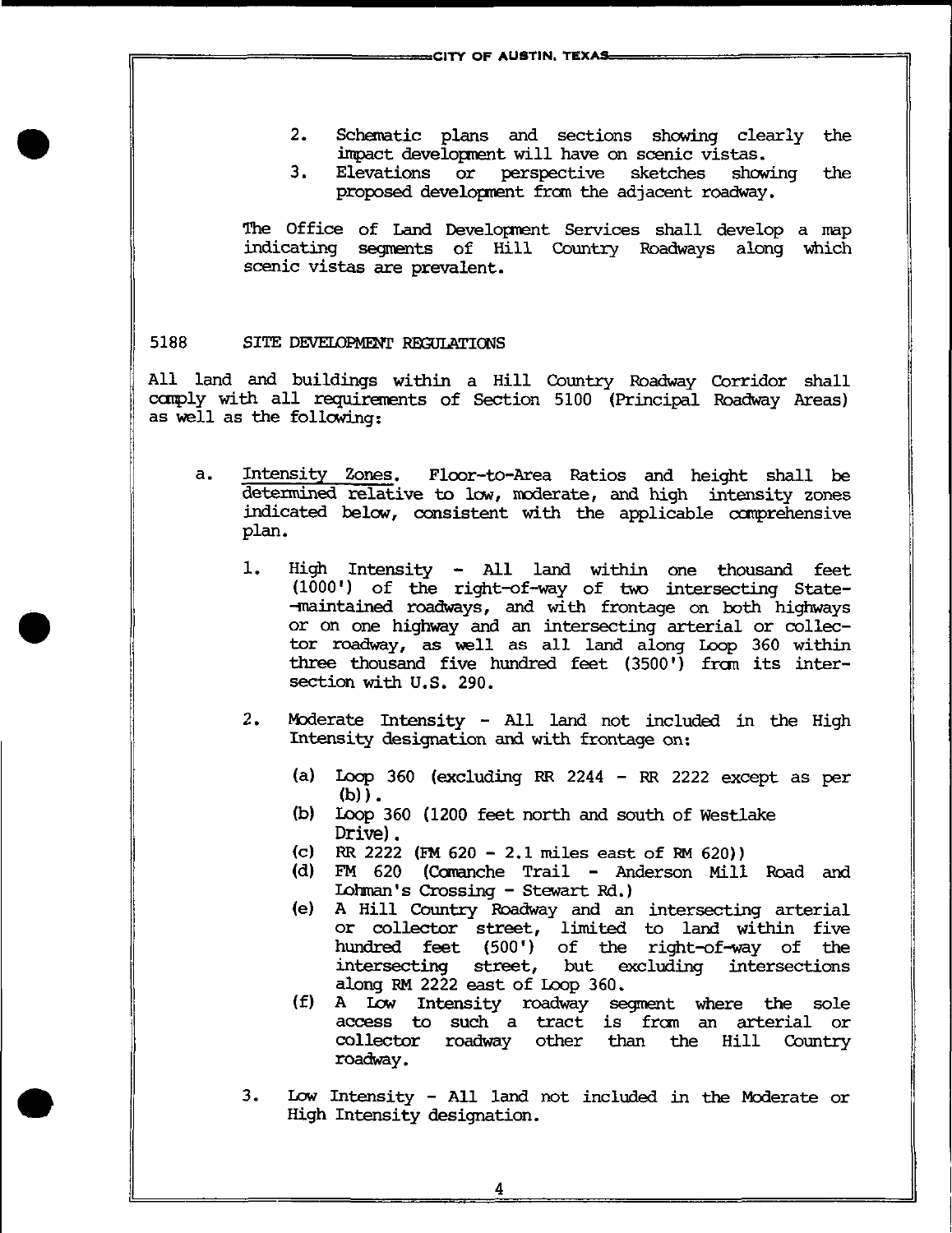2. Schematic plans and sections showing clearly the impact development will have on scenic vistas.
3. Elevations or perspective sketches showing the proposed development from the adjacent roadway.

The Office of Land Development Services shall develop a map indicating segments of Hill Country Roadways along which scenic vistas are prevalent.

## 5188 SITE DEVELOPMENT REGULATIONS

All land and buildings within a Hill Country Roadway Corridor shall comply with all requirements of Section 5100 (Principal Roadway Areas) as well as the following:

a. Intensity Zones. Floor-to-Area Ratios and height shall be determined relative to low, moderate, and high intensity zones indicated below, consistent with the applicable comprehensive plan.

   1. High Intensity - All land within one thousand feet (1000') of the right-of-way of two intersecting State-maintained roadways, and with frontage on both highways or on one highway and an intersecting arterial or collector roadway, as well as all land along Loop 360 within three thousand five hundred feet (3500') from its intersection with U.S. 290.

   2. Moderate Intensity - All land not included in the High Intensity designation and with frontage on:

      (a) Loop 360 (excluding RR 2244 - RR 2222 except as per (b)).
      (b) Loop 360 (1200 feet north and south of Westlake Drive).
      (c) RR 2222 (FM 620 - 2.1 miles east of RM 620))
      (d) FM 620 (Comanche Trail - Anderson Mill Road and Lohman's Crossing - Stewart Rd.)
      (e) A Hill Country Roadway and an intersecting arterial or collector street, limited to land within five hundred feet (500') of the right-of-way of the intersecting street, but excluding intersections along RM 2222 east of Loop 360.
      (f) A Low Intensity roadway segment where the sole access to such a tract is from an arterial or collector roadway other than the Hill Country roadway.

   3. Low Intensity - All land not included in the Moderate or High Intensity designation.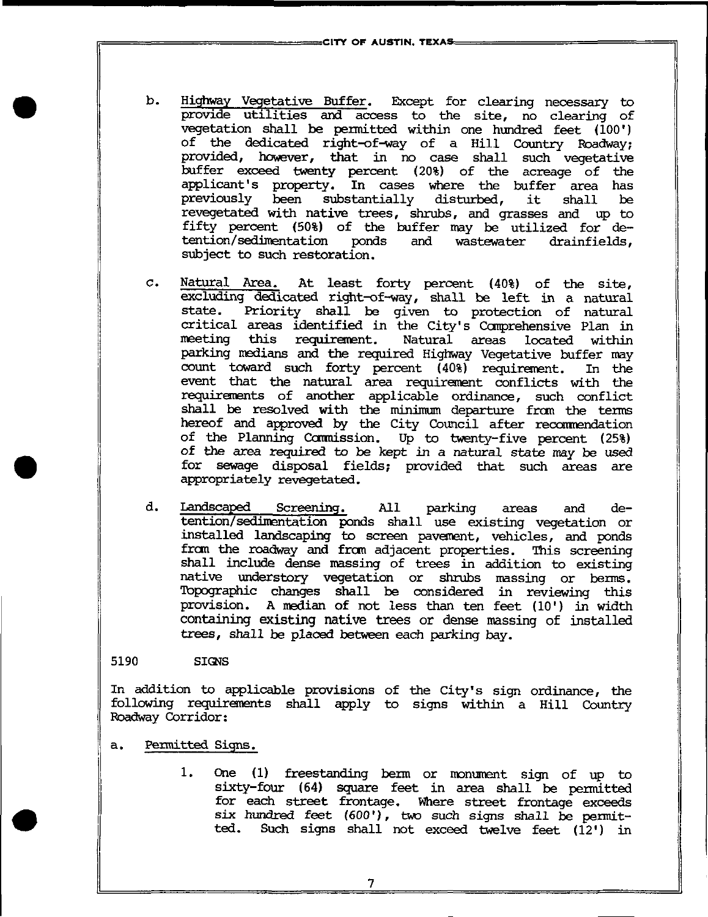b. Highway Vegetative Buffer. Except for clearing necessary to provide utilities and access to the site, no clearing of vegetation shall be permitted within one hundred feet (100') of the dedicated right-of-way of a Hill Country Roadway; provided, however, that in no case shall such vegetative buffer exceed twenty percent (20%) of the acreage of the applicant's property. In cases where the buffer area has previously been substantially disturbed, it shall be revegetated with native trees, shrubs, and grasses and up to fifty percent (50%) of the buffer may be utilized for detention/sedimentation ponds and wastewater drainfields, subject to such restoration.

c. Natural Area. At least forty percent (40%) of the site, excluding dedicated right-of-way, shall be left in a natural state. Priority shall be given to protection of natural critical areas identified in the City's Comprehensive Plan in meeting this requirement. Natural areas located within parking medians and the required Highway Vegetative buffer may count toward such forty percent (40%) requirement. In the event that the natural area requirement conflicts with the requirements of another applicable ordinance, such conflict shall be resolved with the minimum departure from the terms hereof and approved by the City Council after recommendation of the Planning Commission. Up to twenty-five percent (25%) of the area required to be kept in a natural state may be used for sewage disposal fields; provided that such areas are appropriately revegetated.

d. Landscaped Screening. All parking areas and detention/sedimentation ponds shall use existing vegetation or installed landscaping to screen pavement, vehicles, and ponds from the roadway and from adjacent properties. This screening shall include dense massing of trees in addition to existing native understory vegetation or shrubs massing or berms. Topographic changes shall be considered in reviewing this provision. A median of not less than ten feet (10') in width containing existing native trees or dense massing of installed trees, shall be placed between each parking bay.

5190 SIGNS

In addition to applicable provisions of the City's sign ordinance, the following requirements shall apply to signs within a Hill Country Roadway Corridor:

a. Permitted Signs.

1. One (1) freestanding berm or monument sign of up to sixty-four (64) square feet in area shall be permitted for each street frontage. Where street frontage exceeds six hundred feet (600'), two such signs shall be permitted. Such signs shall not exceed twelve feet (12') in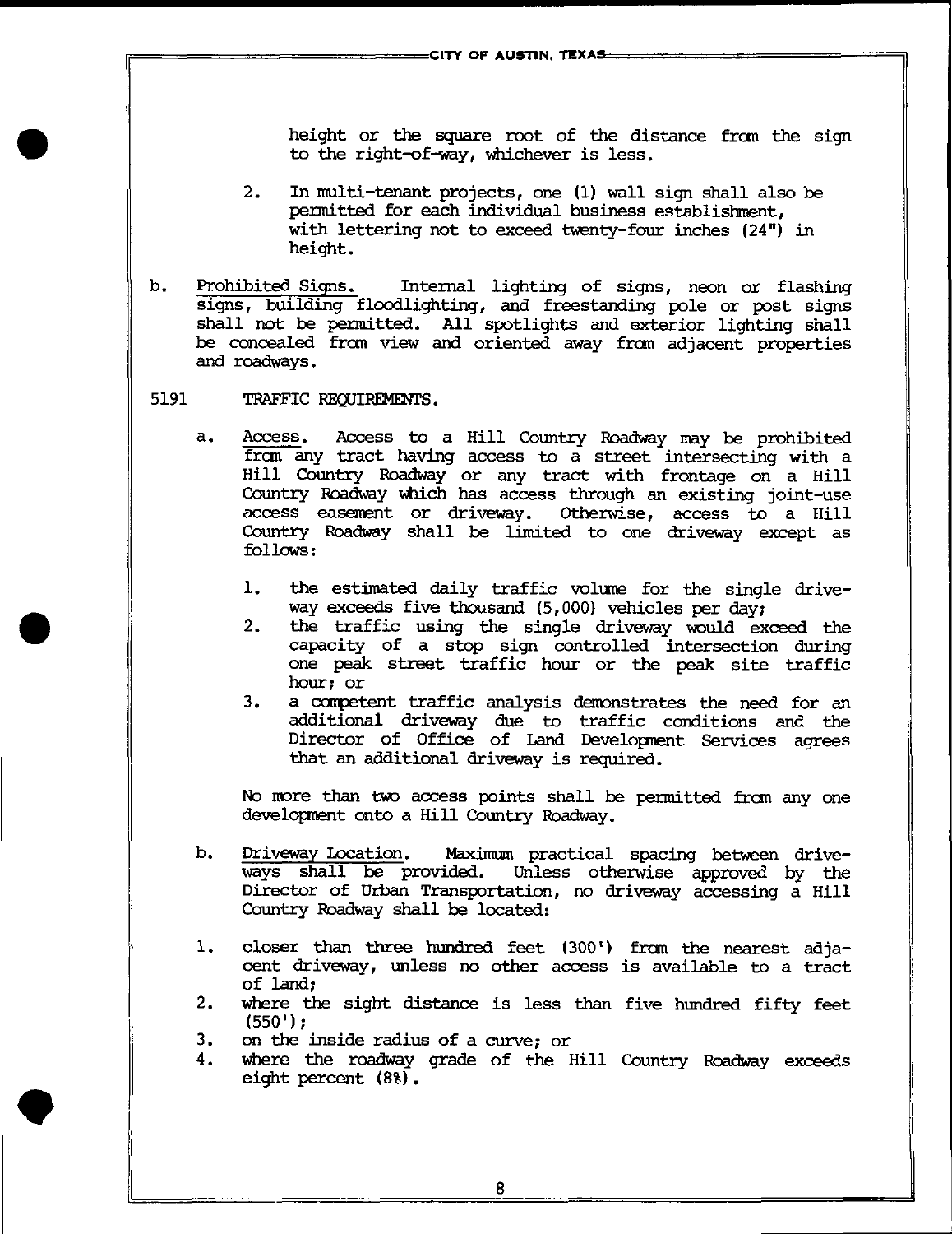height or the square root of the distance from the sign to the right-of-way, whichever is less.

2. In multi-tenant projects, one (1) wall sign shall also be permitted for each individual business establishment, with lettering not to exceed twenty-four inches (24") in height.

b. Prohibited Signs. Internal lighting of signs, neon or flashing signs, building floodlighting, and freestanding pole or post signs shall not be permitted. All spotlights and exterior lighting shall be concealed from view and oriented away from adjacent properties and roadways.

5191 TRAFFIC REQUIREMENTS.

a. Access. Access to a Hill Country Roadway may be prohibited from any tract having access to a street intersecting with a Hill Country Roadway or any tract with frontage on a Hill Country Roadway which has access through an existing joint-use access easement or driveway. Otherwise, access to a Hill Country Roadway shall be limited to one driveway except as follows:

1. the estimated daily traffic volume for the single driveway exceeds five thousand (5,000) vehicles per day;
2. the traffic using the single driveway would exceed the capacity of a stop sign controlled intersection during one peak street traffic hour or the peak site traffic hour; or
3. a competent traffic analysis demonstrates the need for an additional driveway due to traffic conditions and the Director of Office of Land Development Services agrees that an additional driveway is required.

No more than two access points shall be permitted from any one development onto a Hill Country Roadway.

b. Driveway Location. Maximum practical spacing between driveways shall be provided. Unless otherwise approved by the Director of Urban Transportation, no driveway accessing a Hill Country Roadway shall be located:

1. closer than three hundred feet (300') from the nearest adjacent driveway, unless no other access is available to a tract of land;
2. where the sight distance is less than five hundred fifty feet (550');
3. on the inside radius of a curve; or
4. where the roadway grade of the Hill Country Roadway exceeds eight percent (8%).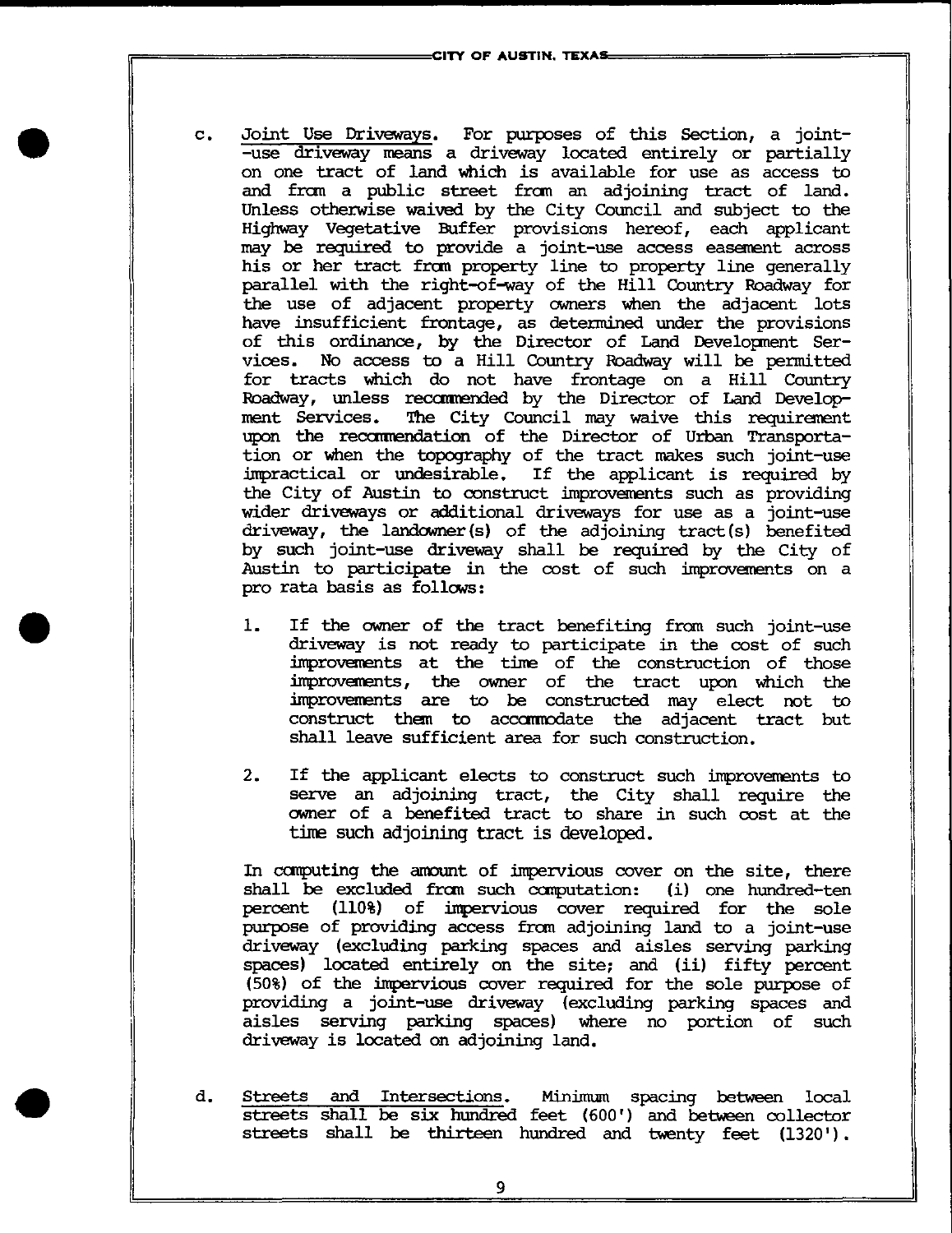c. Joint Use Driveways. For purposes of this Section, a joint-use driveway means a driveway located entirely or partially on one tract of land which is available for use as access to and from a public street from an adjoining tract of land. Unless otherwise waived by the City Council and subject to the Highway Vegetative Buffer provisions hereof, each applicant may be required to provide a joint-use access easement across his or her tract from property line to property line generally parallel with the right-of-way of the Hill Country Roadway for the use of adjacent property owners when the adjacent lots have insufficient frontage, as determined under the provisions of this ordinance, by the Director of Land Development Services. No access to a Hill Country Roadway will be permitted for tracts which do not have frontage on a Hill Country Roadway, unless recommended by the Director of Land Development Services. The City Council may waive this requirement upon the recommendation of the Director of Urban Transportation or when the topography of the tract makes such joint-use impractical or undesirable. If the applicant is required by the City of Austin to construct improvements such as providing wider driveways or additional driveways for use as a joint-use driveway, the landowner(s) of the adjoining tract(s) benefited by such joint-use driveway shall be required by the City of Austin to participate in the cost of such improvements on a pro rata basis as follows:

   1. If the owner of the tract benefiting from such joint-use driveway is not ready to participate in the cost of such improvements at the time of the construction of those improvements, the owner of the tract upon which the improvements are to be constructed may elect not to construct them to accommodate the adjacent tract but shall leave sufficient area for such construction.

   2. If the applicant elects to construct such improvements to serve an adjoining tract, the City shall require the owner of a benefited tract to share in such cost at the time such adjoining tract is developed.

   In computing the amount of impervious cover on the site, there shall be excluded from such computation: (i) one hundred-ten percent (110%) of impervious cover required for the sole purpose of providing access from adjoining land to a joint-use driveway (excluding parking spaces and aisles serving parking spaces) located entirely on the site; and (ii) fifty percent (50%) of the impervious cover required for the sole purpose of providing a joint-use driveway (excluding parking spaces and aisles serving parking spaces) where no portion of such driveway is located on adjoining land.

d. Streets and Intersections. Minimum spacing between local streets shall be six hundred feet (600') and between collector streets shall be thirteen hundred and twenty feet (1320').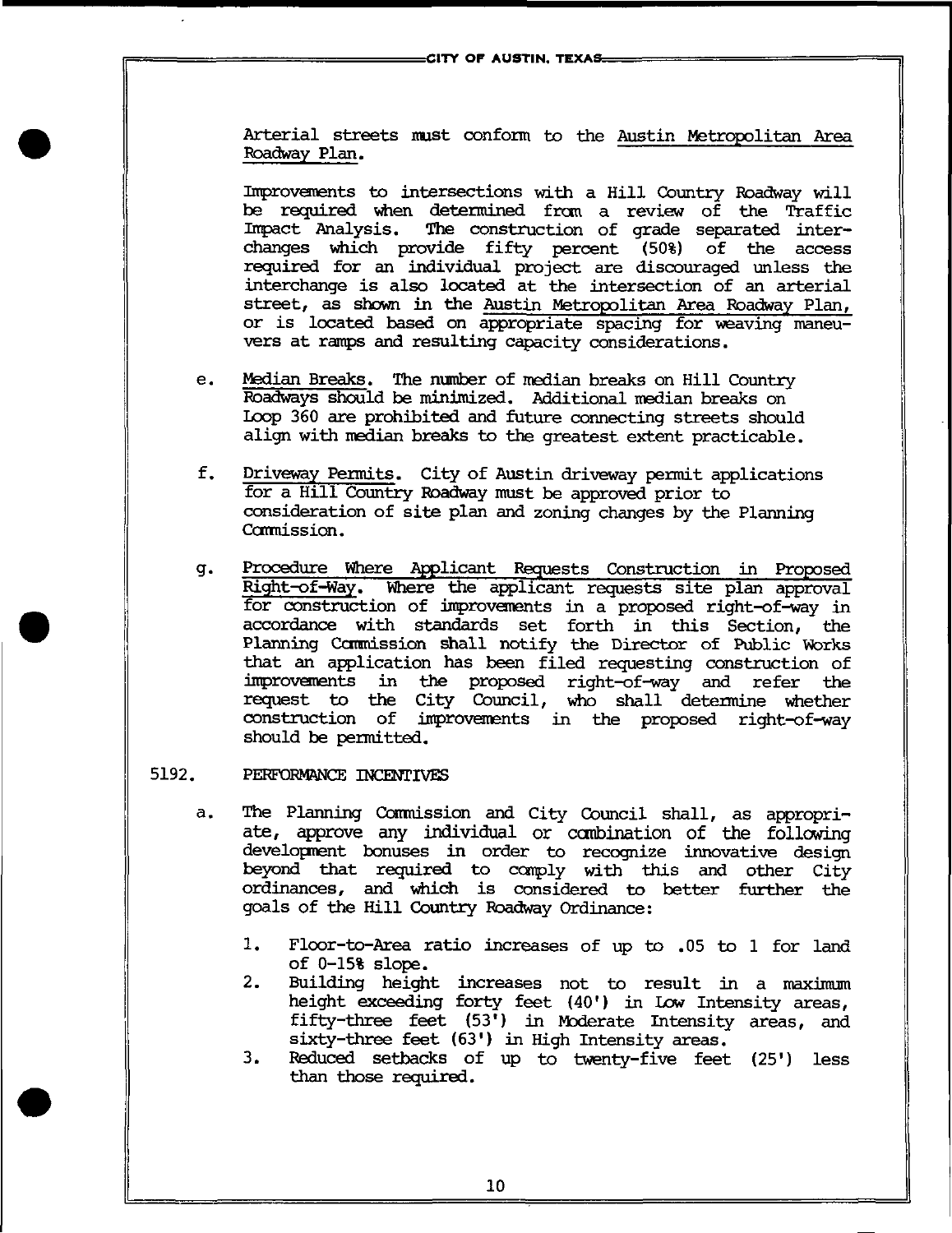Arterial streets must conform to the Austin Metropolitan Area Roadway Plan.

Improvements to intersections with a Hill Country Roadway will be required when determined from a review of the Traffic Impact Analysis. The construction of grade separated interchanges which provide fifty percent (50%) of the access required for an individual project are discouraged unless the interchange is also located at the intersection of an arterial street, as shown in the Austin Metropolitan Area Roadway Plan, or is located based on appropriate spacing for weaving maneuvers at ramps and resulting capacity considerations.

e. Median Breaks. The number of median breaks on Hill Country Roadways should be minimized. Additional median breaks on Loop 360 are prohibited and future connecting streets should align with median breaks to the greatest extent practicable.

f. Driveway Permits. City of Austin driveway permit applications for a Hill Country Roadway must be approved prior to consideration of site plan and zoning changes by the Planning Commission.

g. Procedure Where Applicant Requests Construction in Proposed Right-of-Way. Where the applicant requests site plan approval for construction of improvements in a proposed right-of-way in accordance with standards set forth in this Section, the Planning Commission shall notify the Director of Public Works that an application has been filed requesting construction of improvements in the proposed right-of-way and refer the request to the City Council, who shall determine whether construction of improvements in the proposed right-of-way should be permitted.

5192. PERFORMANCE INCENTIVES

a. The Planning Commission and City Council shall, as appropriate, approve any individual or combination of the following development bonuses in order to recognize innovative design beyond that required to comply with this and other City ordinances, and which is considered to better further the goals of the Hill Country Roadway Ordinance:

1. Floor-to-Area ratio increases of up to .05 to 1 for land of 0-15% slope.
2. Building height increases not to result in a maximum height exceeding forty feet (40') in Low Intensity areas, fifty-three feet (53') in Moderate Intensity areas, and sixty-three feet (63') in High Intensity areas.
3. Reduced setbacks of up to twenty-five feet (25') less than those required.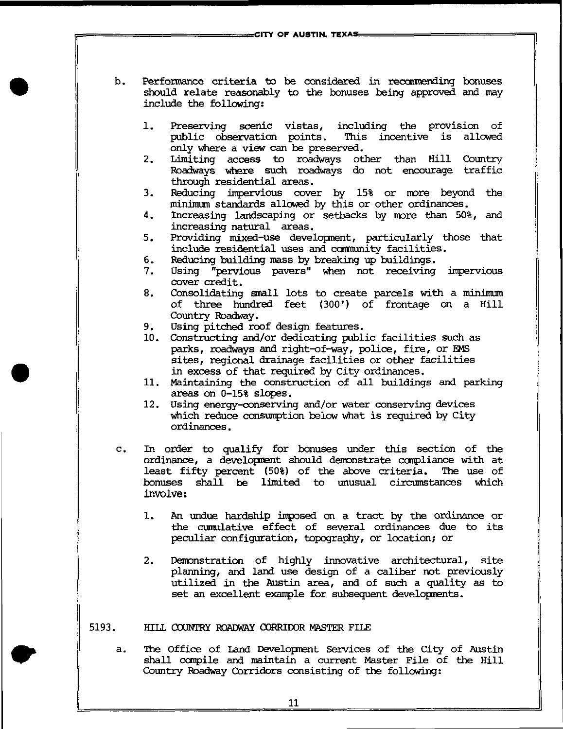b. Performance criteria to be considered in recommending bonuses should relate reasonably to the bonuses being approved and may include the following:

   1. Preserving scenic vistas, including the provision of public observation points. This incentive is allowed only where a view can be preserved.
   2. Limiting access to roadways other than Hill Country Roadways where such roadways do not encourage traffic through residential areas.
   3. Reducing impervious cover by 15% or more beyond the minimum standards allowed by this or other ordinances.
   4. Increasing landscaping or setbacks by more than 50%, and increasing natural areas.
   5. Providing mixed-use development, particularly those that include residential uses and community facilities.
   6. Reducing building mass by breaking up buildings.
   7. Using "pervious pavers" when not receiving impervious cover credit.
   8. Consolidating small lots to create parcels with a minimum of three hundred feet (300') of frontage on a Hill Country Roadway.
   9. Using pitched roof design features.
   10. Constructing and/or dedicating public facilities such as parks, roadways and right-of-way, police, fire, or EMS sites, regional drainage facilities or other facilities in excess of that required by City ordinances.
   11. Maintaining the construction of all buildings and parking areas on 0-15% slopes.
   12. Using energy-conserving and/or water conserving devices which reduce consumption below what is required by City ordinances.

c. In order to qualify for bonuses under this section of the ordinance, a development should demonstrate compliance with at least fifty percent (50%) of the above criteria. The use of bonuses shall be limited to unusual circumstances which involve:

   1. An undue hardship imposed on a tract by the ordinance or the cumulative effect of several ordinances due to its peculiar configuration, topography, or location; or

   2. Demonstration of highly innovative architectural, site planning, and land use design of a caliber not previously utilized in the Austin area, and of such a quality as to set an excellent example for subsequent developments.

5193. HILL COUNTRY ROADWAY CORRIDOR MASTER FILE

a. The Office of Land Development Services of the City of Austin shall compile and maintain a current Master File of the Hill Country Roadway Corridors consisting of the following: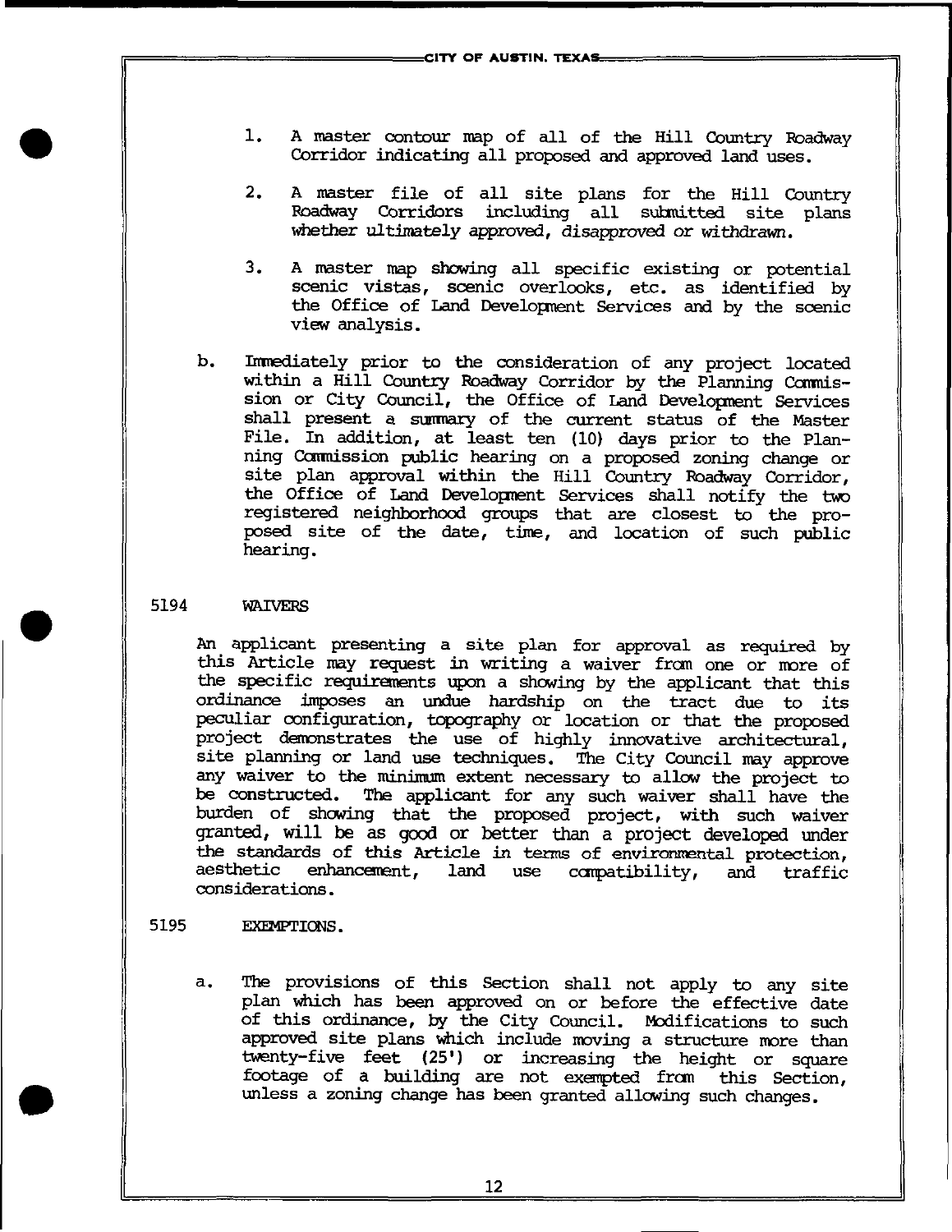1. A master contour map of all of the Hill Country Roadway Corridor indicating all proposed and approved land uses.

2. A master file of all site plans for the Hill Country Roadway Corridors including all submitted site plans whether ultimately approved, disapproved or withdrawn.

3. A master map showing all specific existing or potential scenic vistas, scenic overlooks, etc. as identified by the Office of Land Development Services and by the scenic view analysis.

b. Immediately prior to the consideration of any project located within a Hill Country Roadway Corridor by the Planning Commission or City Council, the Office of Land Development Services shall present a summary of the current status of the Master File. In addition, at least ten (10) days prior to the Planning Commission public hearing on a proposed zoning change or site plan approval within the Hill Country Roadway Corridor, the Office of Land Development Services shall notify the two registered neighborhood groups that are closest to the proposed site of the date, time, and location of such public hearing.

5194 WAIVERS

An applicant presenting a site plan for approval as required by this Article may request in writing a waiver from one or more of the specific requirements upon a showing by the applicant that this ordinance imposes an undue hardship on the tract due to its peculiar configuration, topography or location or that the proposed project demonstrates the use of highly innovative architectural, site planning or land use techniques. The City Council may approve any waiver to the minimum extent necessary to allow the project to be constructed. The applicant for any such waiver shall have the burden of showing that the proposed project, with such waiver granted, will be as good or better than a project developed under the standards of this Article in terms of environmental protection, aesthetic enhancement, land use compatibility, and traffic considerations.

5195 EXEMPTIONS.

a. The provisions of this Section shall not apply to any site plan which has been approved on or before the effective date of this ordinance, by the City Council. Modifications to such approved site plans which include moving a structure more than twenty-five feet (25') or increasing the height or square footage of a building are not exempted from this Section, unless a zoning change has been granted allowing such changes.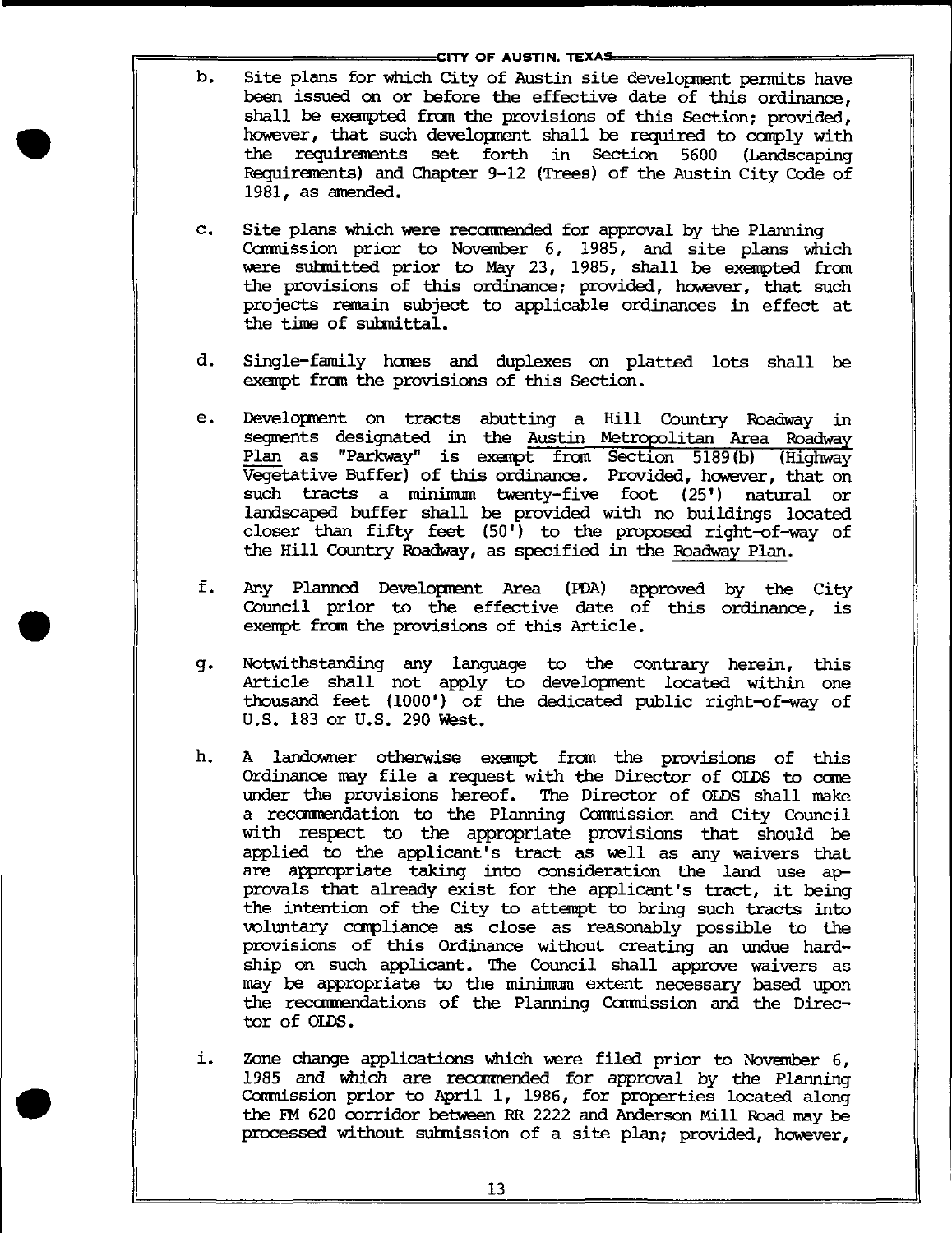b. Site plans for which City of Austin site development permits have been issued on or before the effective date of this ordinance, shall be exempted from the provisions of this Section; provided, however, that such development shall be required to comply with the requirements set forth in Section 5600 (Landscaping Requirements) and Chapter 9-12 (Trees) of the Austin City Code of 1981, as amended.

c. Site plans which were recommended for approval by the Planning Commission prior to November 6, 1985, and site plans which were submitted prior to May 23, 1985, shall be exempted from the provisions of this ordinance; provided, however, that such projects remain subject to applicable ordinances in effect at the time of submittal.

d. Single-family homes and duplexes on platted lots shall be exempt from the provisions of this Section.

e. Development on tracts abutting a Hill Country Roadway in segments designated in the Austin Metropolitan Area Roadway Plan as "Parkway" is exempt from Section 5189(b) (Highway Vegetative Buffer) of this ordinance. Provided, however, that on such tracts a minimum twenty-five foot (25') natural or landscaped buffer shall be provided with no buildings located closer than fifty feet (50') to the proposed right-of-way of the Hill Country Roadway, as specified in the Roadway Plan.

f. Any Planned Development Area (PDA) approved by the City Council prior to the effective date of this ordinance, is exempt from the provisions of this Article.

g. Notwithstanding any language to the contrary herein, this Article shall not apply to development located within one thousand feet (1000') of the dedicated public right-of-way of U.S. 183 or U.S. 290 West.

h. A landowner otherwise exempt from the provisions of this Ordinance may file a request with the Director of OLDS to come under the provisions hereof. The Director of OLDS shall make a recommendation to the Planning Commission and City Council with respect to the appropriate provisions that should be applied to the applicant's tract as well as any waivers that are appropriate taking into consideration the land use approvals that already exist for the applicant's tract, it being the intention of the City to attempt to bring such tracts into voluntary compliance as close as reasonably possible to the provisions of this Ordinance without creating an undue hardship on such applicant. The Council shall approve waivers as may be appropriate to the minimum extent necessary based upon the recommendations of the Planning Commission and the Director of OLDS.

i. Zone change applications which were filed prior to November 6, 1985 and which are recommended for approval by the Planning Commission prior to April 1, 1986, for properties located along the FM 620 corridor between RR 2222 and Anderson Mill Road may be processed without submission of a site plan; provided, however,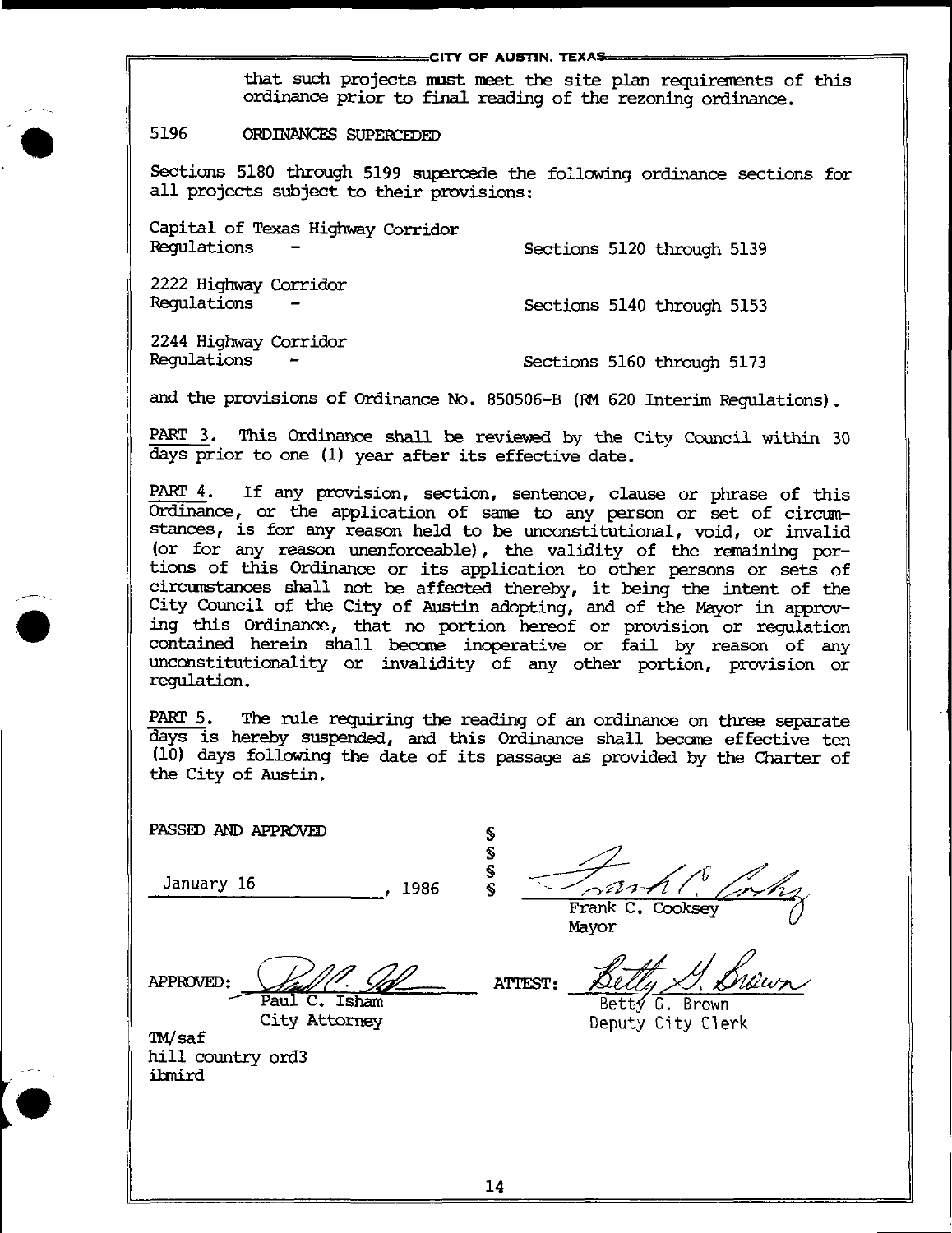that such projects must meet the site plan requirements of this ordinance prior to final reading of the rezoning ordinance.

5196 ORDINANCES SUPERCEDED

Sections 5180 through 5199 supercede the following ordinance sections for all projects subject to their provisions:

| | |
|---|---|
| Capital of Texas Highway Corridor Regulations - | Sections 5120 through 5139 |
| 2222 Highway Corridor Regulations - | Sections 5140 through 5153 |
| 2244 Highway Corridor Regulations - | Sections 5160 through 5173 |

and the provisions of Ordinance No. 850506-B (RM 620 Interim Regulations).

PART 3. This Ordinance shall be reviewed by the City Council within 30 days prior to one (1) year after its effective date.

PART 4. If any provision, section, sentence, clause or phrase of this Ordinance, or the application of same to any person or set of circumstances, is for any reason held to be unconstitutional, void, or invalid (or for any reason unenforceable), the validity of the remaining portions of this Ordinance or its application to other persons or sets of circumstances shall not be affected thereby, it being the intent of the City Council of the City of Austin adopting, and of the Mayor in approving this Ordinance, that no portion hereof or provision or regulation contained herein shall become inoperative or fail by reason of any unconstitutionality or invalidity of any other portion, provision or regulation.

PART 5. The rule requiring the reading of an ordinance on three separate days is hereby suspended, and this Ordinance shall become effective ten (10) days following the date of its passage as provided by the Charter of the City of Austin.

PASSED AND APPROVED §
§
January 16, 1986 §
§

Frank C. Cooksey
Mayor

APPROVED: Paul C. Isham
City Attorney

ATTEST: Betty G. Brown
Deputy City Clerk

TM/saf
hill country ord3
ibmird